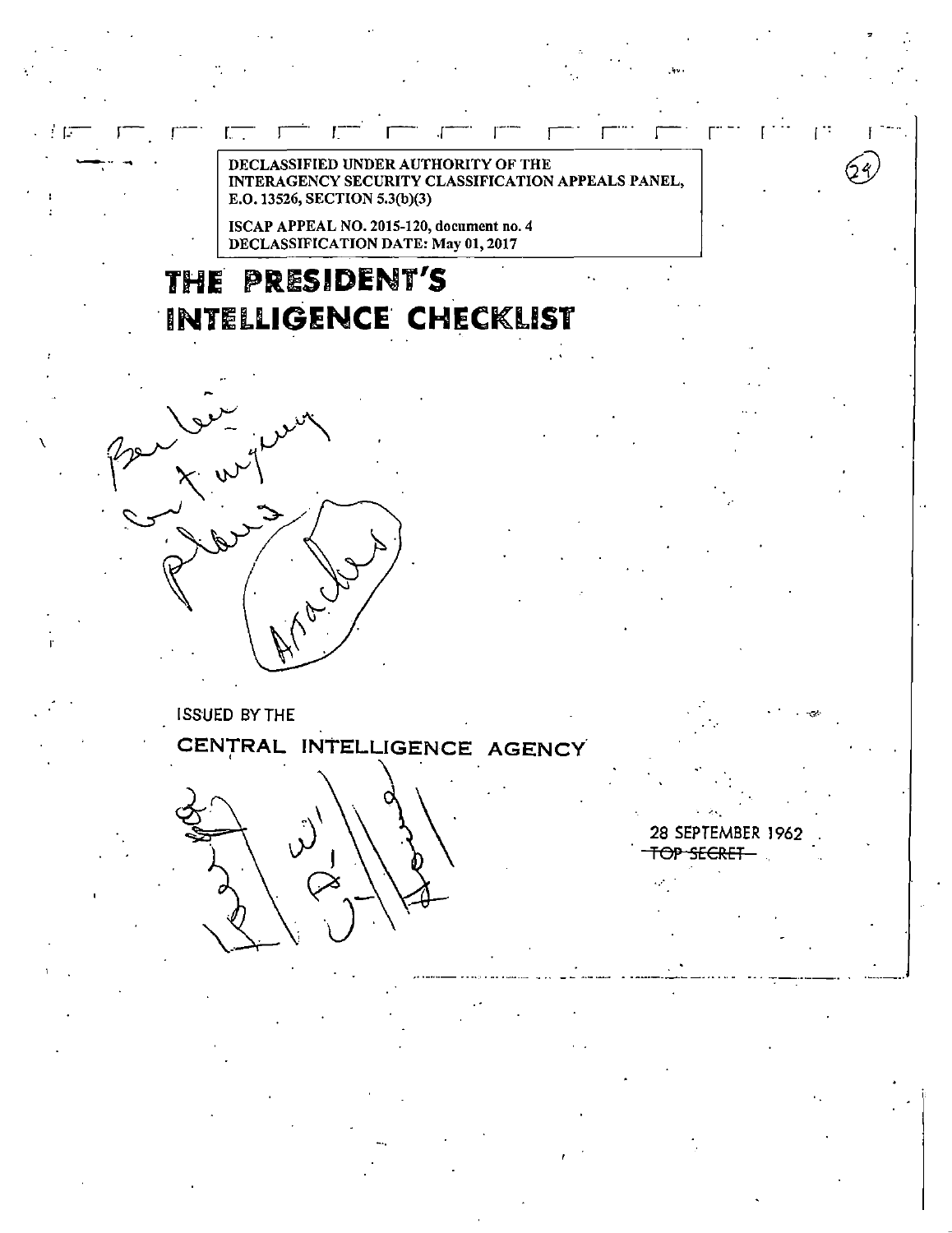DECLASSIFIED UNDER AUTHORITY OF THE INTERAGENCY SECURITY CLASSIFICATION APPEALS PANEL, E.O. 13526, SECTION 5.3(b)(3)

ISCAP APPEAL NO. 2015-120, document no. 4
DECLASSIFICATION DATE: May 01, 2017

# THE PRESIDENT'S INTELLIGENCE CHECKLIST

Berlin contingency plans

Aracles

ISSUED BY THE

CENTRAL INTELLIGENCE AGENCY

28 SEPTEMBER 1962

~~TOP SECRET~~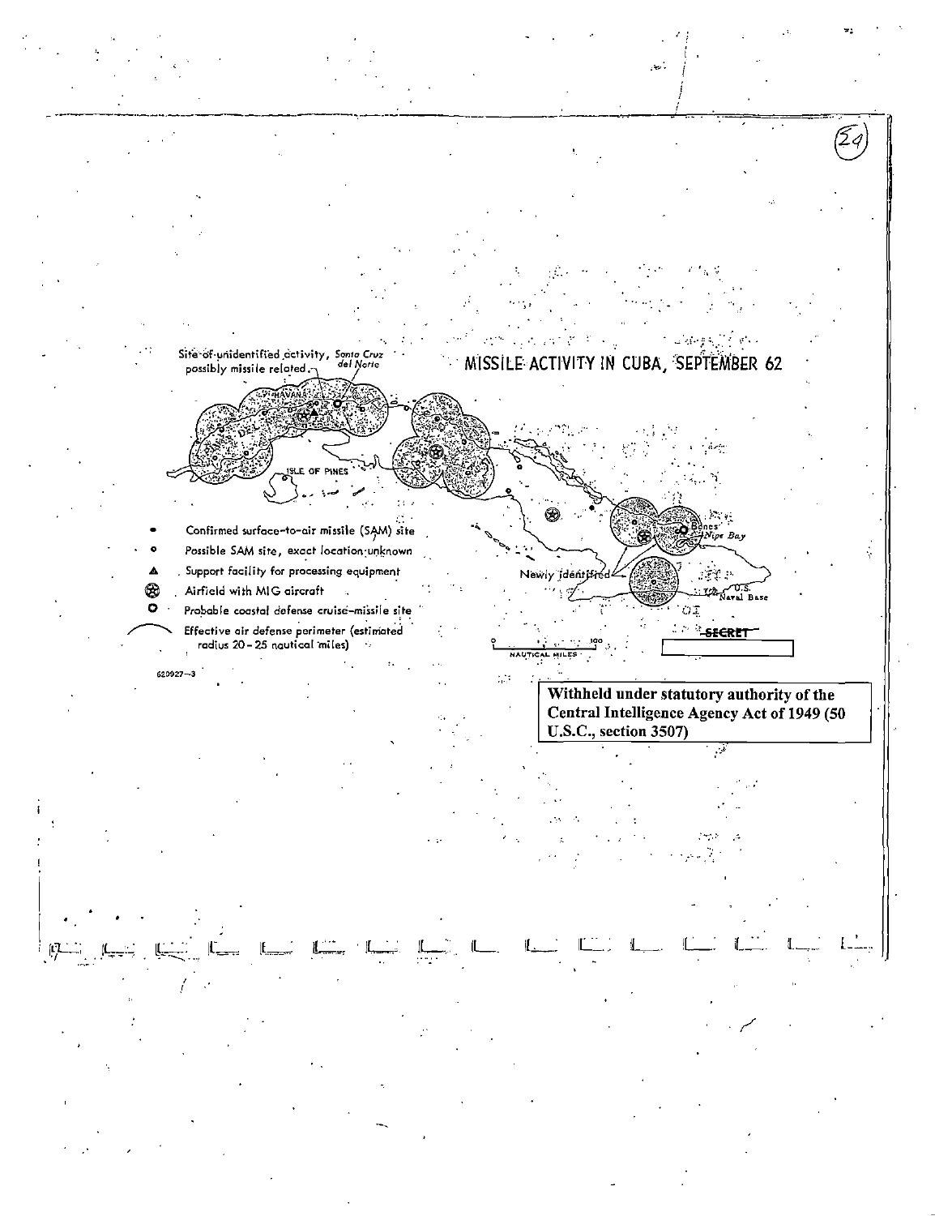# MISSILE ACTIVITY IN CUBA, SEPTEMBER 62

Site of unidentified activity, possibly missile related

Santa Cruz del Norte

HAVANA

ISLE OF PINES

Banes

Nipe Bay

Newly identified

U.S. Naval Base

- Confirmed surface-to-air missile (SAM) site
- Possible SAM site, exact location unknown
- Support facility for processing equipment
- Airfield with MIG aircraft
- Probable coastal defense cruise-missile site
- Effective air defense perimeter (estimated radius 20-25 nautical miles)

0 100 NAUTICAL MILES

620927-3

SECRET

**Withheld under statutory authority of the Central Intelligence Agency Act of 1949 (50 U.S.C., section 3507)**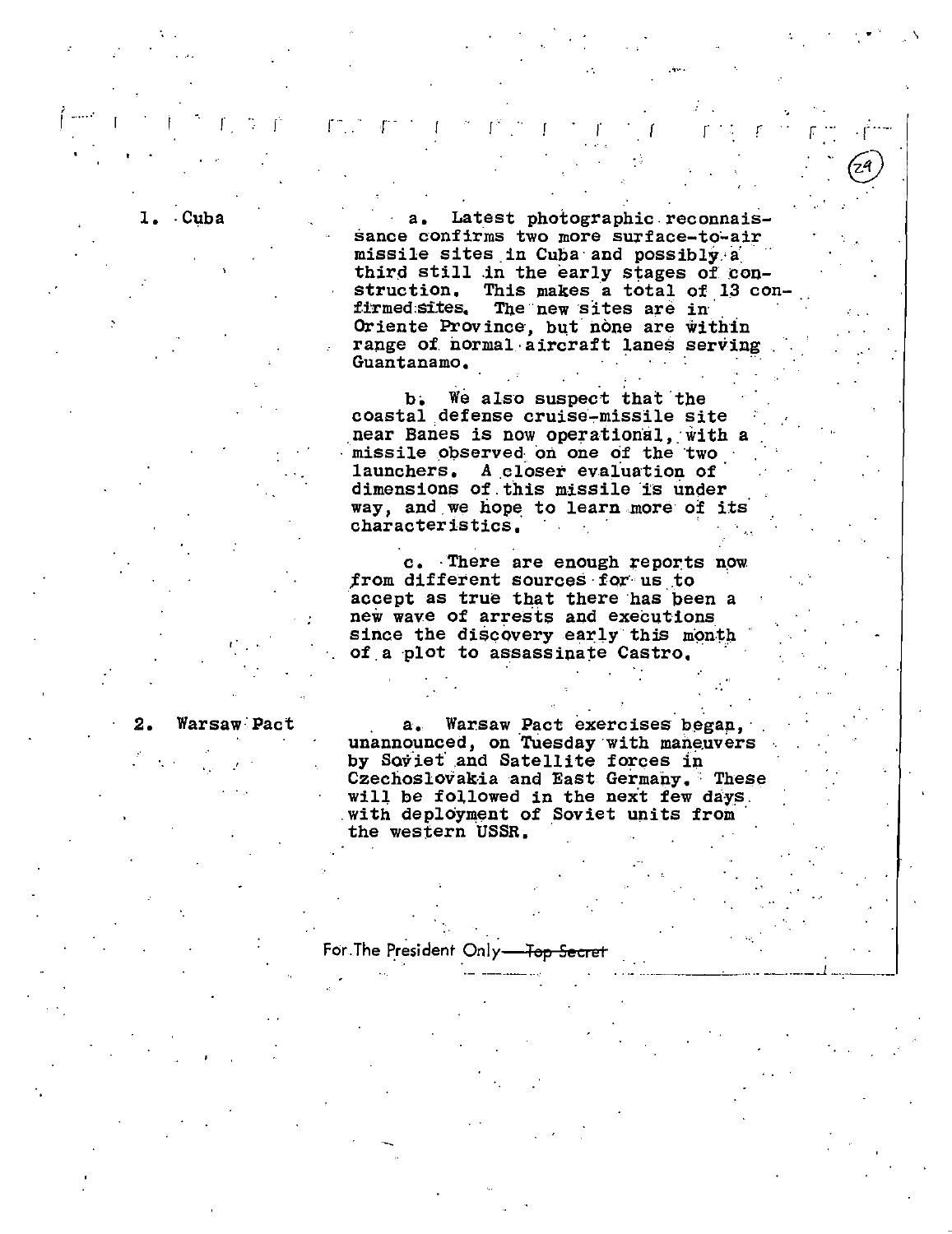1. Cuba

a. Latest photographic reconnaissance confirms two more surface-to-air missile sites in Cuba and possibly a third still in the early stages of construction. This makes a total of 13 confirmed sites. The new sites are in Oriente Province, but none are within range of normal aircraft lanes serving Guantanamo.

b. We also suspect that the coastal defense cruise-missile site near Banes is now operational, with a missile observed on one of the two launchers. A closer evaluation of dimensions of this missile is under way, and we hope to learn more of its characteristics.

c. There are enough reports now from different sources for us to accept as true that there has been a new wave of arrests and executions since the discovery early this month of a plot to assassinate Castro.

2. Warsaw Pact

a. Warsaw Pact exercises began, unannounced, on Tuesday with maneuvers by Soviet and Satellite forces in Czechoslovakia and East Germany. These will be followed in the next few days with deployment of Soviet units from the western USSR.

For The President Only—~~Top Secret~~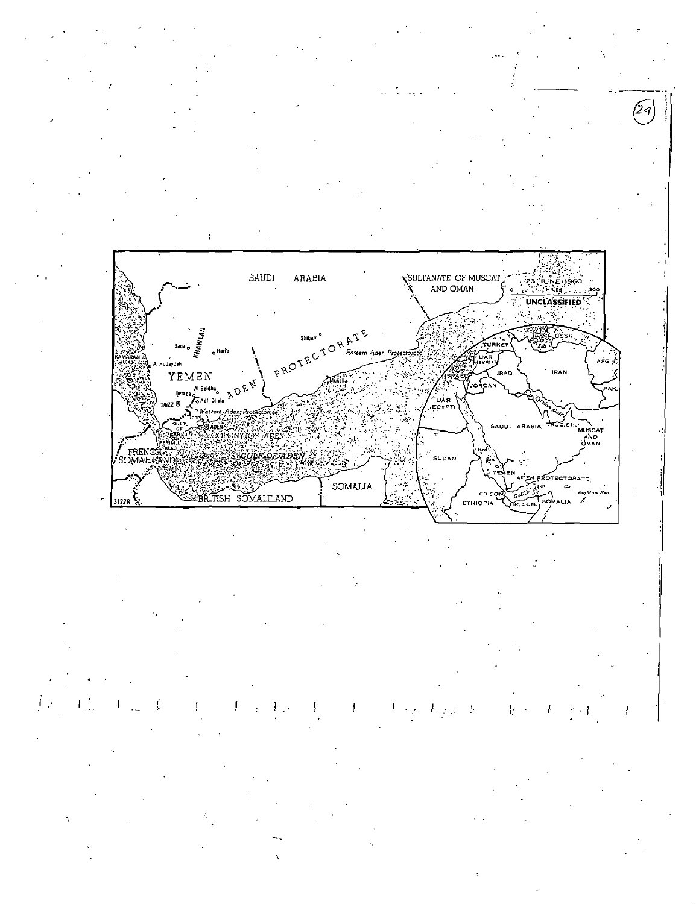SAUDI ARABIA

SULTANATE OF MUSCAT AND OMAN

23 JUNE 1960

MILES 0 200

UNCLASSIFIED

YEMEN

KHAWLAN

Sana

Harib

Shibam

KAMARAN (U.K.)

Al Hudaydah

RED SEA

Al Beidha

Qataba

Adh Dhala

TAIZZ

ADEN PROTECTORATE

Eastern Aden Protectorate

Western Aden Protectorate

Mukalla

Lahej

SULT. OF LAHEJ

ADEN

PERIM (U.K.)

COLONY OF ADEN (U.K.)

GULF OF ADEN

FRENCH SOMALILAND

BRITISH SOMALILAND

SOMALIA

31228

TURKEY

USSR

Caspian Sea

UAR (SYRIA)

LEB.

ISRAEL

JORDAN

IRAQ

IRAN

AFG.

PAK.

UAR (EGYPT)

Persian Gulf

SAUDI ARABIA

TRUC.SH.

MUSCAT AND OMAN

SUDAN

Red Sea

YEMEN

ADEN PROTECTORATE

Gulf of Aden

FR.SOM.

BR. SOM.

ETHIOPIA

SOMALIA

Arabian Sea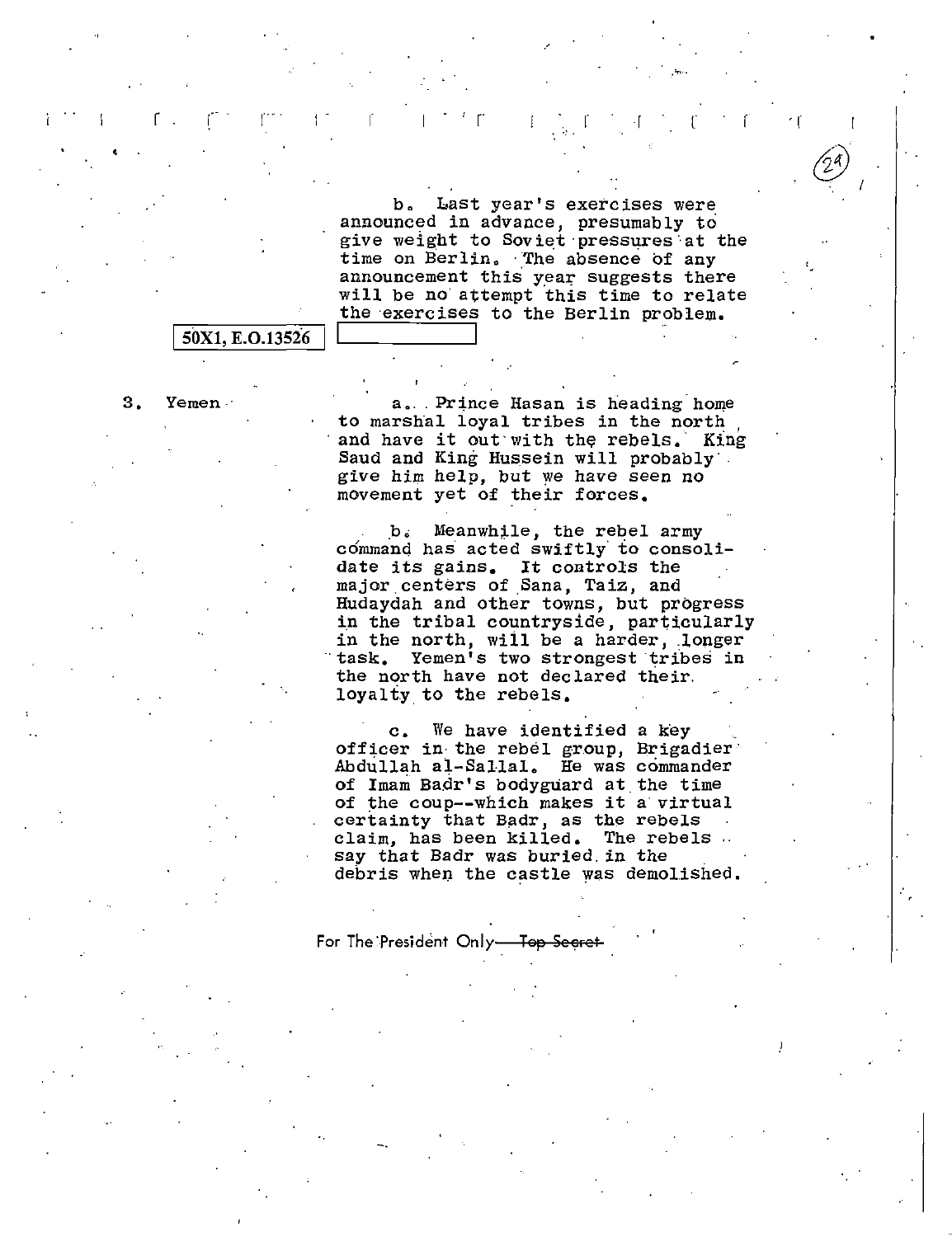b. Last year's exercises were announced in advance, presumably to give weight to Soviet pressures at the time on Berlin. The absence of any announcement this year suggests there will be no attempt this time to relate the exercises to the Berlin problem.

50X1, E.O.13526

3. Yemen

a. Prince Hasan is heading home to marshal loyal tribes in the north and have it out with the rebels. King Saud and King Hussein will probably give him help, but we have seen no movement yet of their forces.

b. Meanwhile, the rebel army command has acted swiftly to consolidate its gains. It controls the major centers of Sana, Taiz, and Hudaydah and other towns, but progress in the tribal countryside, particularly in the north, will be a harder, longer task. Yemen's two strongest tribes in the north have not declared their loyalty to the rebels.

c. We have identified a key officer in the rebel group, Brigadier Abdullah al-Sallal. He was commander of Imam Badr's bodyguard at the time of the coup--which makes it a virtual certainty that Badr, as the rebels claim, has been killed. The rebels say that Badr was buried in the debris when the castle was demolished.

For The President Only ~~Top Secret~~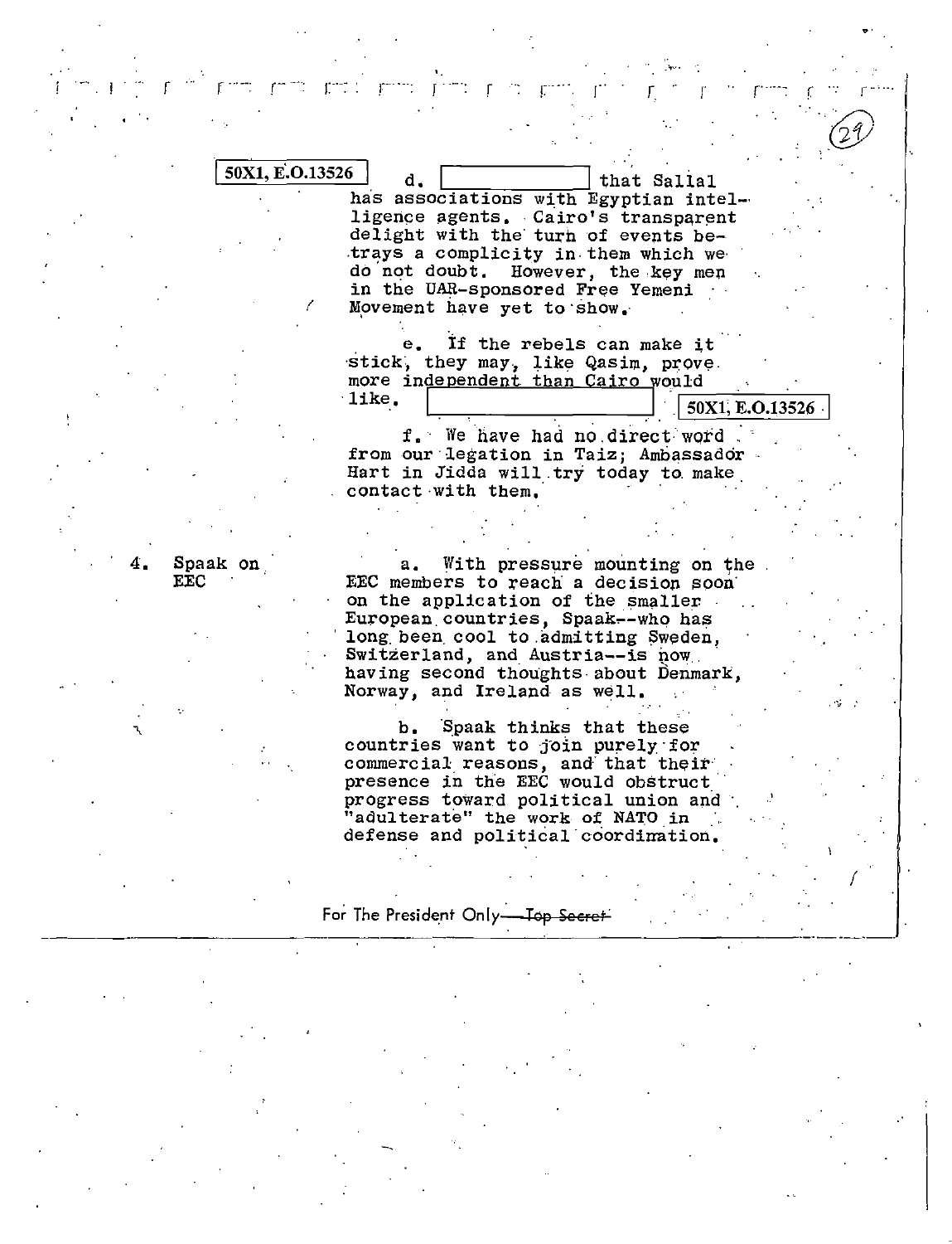50X1, E.O.13526

d. [redacted] that Sallal has associations with Egyptian intelligence agents. Cairo's transparent delight with the turn of events betrays a complicity in them which we do not doubt. However, the key men in the UAR-sponsored Free Yemeni Movement have yet to show.

e. If the rebels can make it stick, they may, like Qasim, prove more independent than Cairo would like. [redacted] 50X1, E.O.13526

f. We have had no direct word from our legation in Taiz; Ambassador Hart in Jidda will try today to make contact with them.

4. Spaak on EEC

a. With pressure mounting on the EEC members to reach a decision soon on the application of the smaller European countries, Spaak--who has long been cool to admitting Sweden, Switzerland, and Austria--is now having second thoughts about Denmark, Norway, and Ireland as well.

b. Spaak thinks that these countries want to join purely for commercial reasons, and that their presence in the EEC would obstruct progress toward political union and "adulterate" the work of NATO in defense and political coordination.

For The President Only—~~Top Secret~~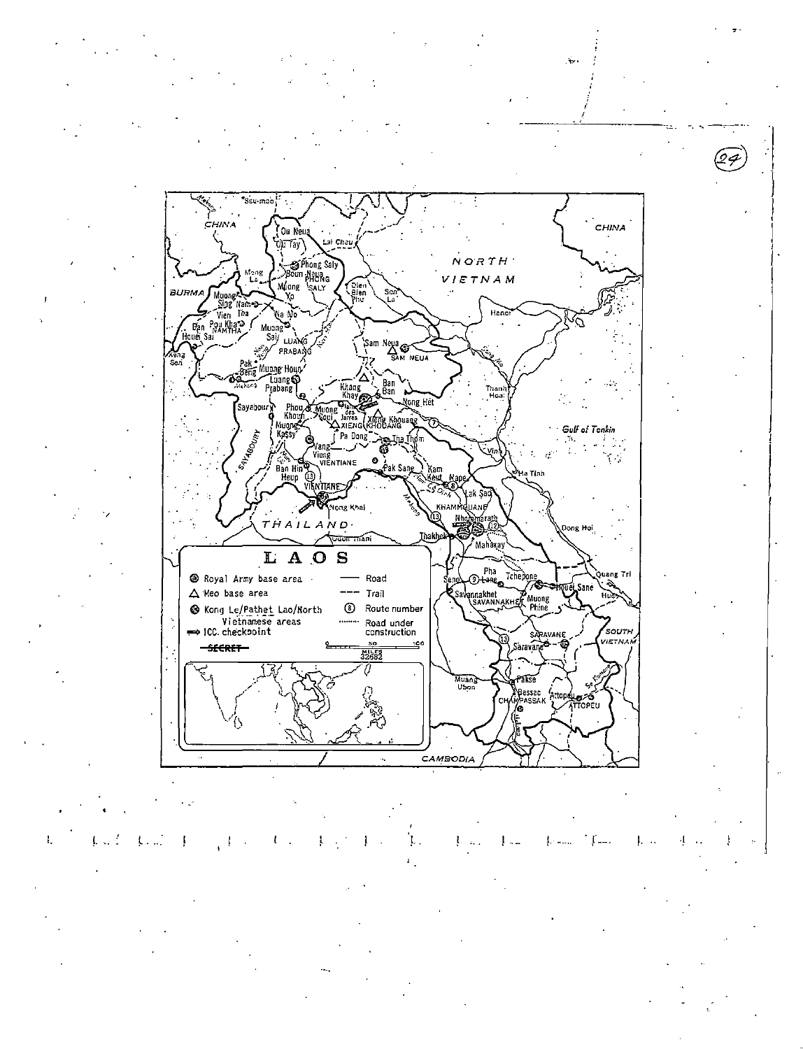# LAOS

- Royal Army base area
- Meo base area
- Kong Le/Pathet Lao/North Vietnamese areas
- ICC checkpoint

- Road
- Trail
- Route number
- Road under construction

SECRET

MILES

32682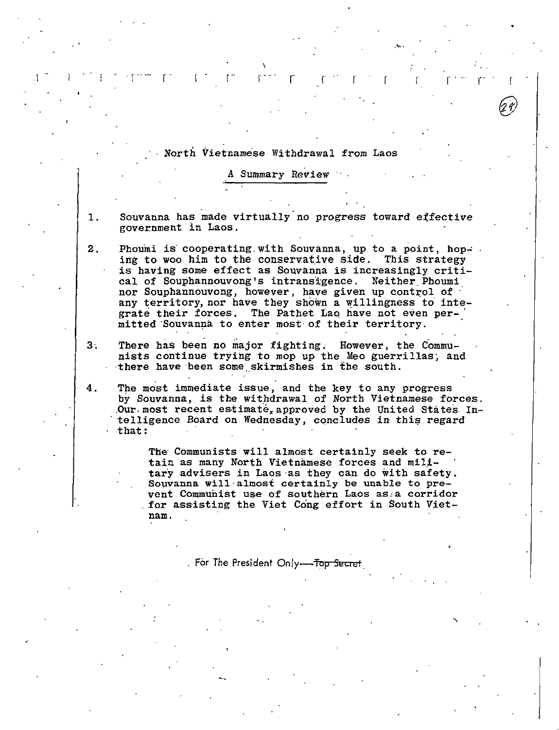## North Vietnamese Withdrawal from Laos

### A Summary Review

1. Souvanna has made virtually no progress toward effective government in Laos.

2. Phoumi is cooperating with Souvanna, up to a point, hoping to woo him to the conservative side. This strategy is having some effect as Souvanna is increasingly critical of Souphannouvong's intransigence. Neither Phoumi nor Souphannouvong, however, have given up control of any territory, nor have they shown a willingness to integrate their forces. The Pathet Lao have not even permitted Souvanna to enter most of their territory.

3. There has been no major fighting. However, the Communists continue trying to mop up the Meo guerrillas, and there have been some skirmishes in the south.

4. The most immediate issue, and the key to any progress by Souvanna, is the withdrawal of North Vietnamese forces. Our most recent estimate, approved by the United States Intelligence Board on Wednesday, concludes in this regard that:

   > The Communists will almost certainly seek to retain as many North Vietnamese forces and military advisers in Laos as they can do with safety. Souvanna will almost certainly be unable to prevent Communist use of southern Laos as a corridor for assisting the Viet Cong effort in South Vietnam.

For The President Only ~~Top Secret~~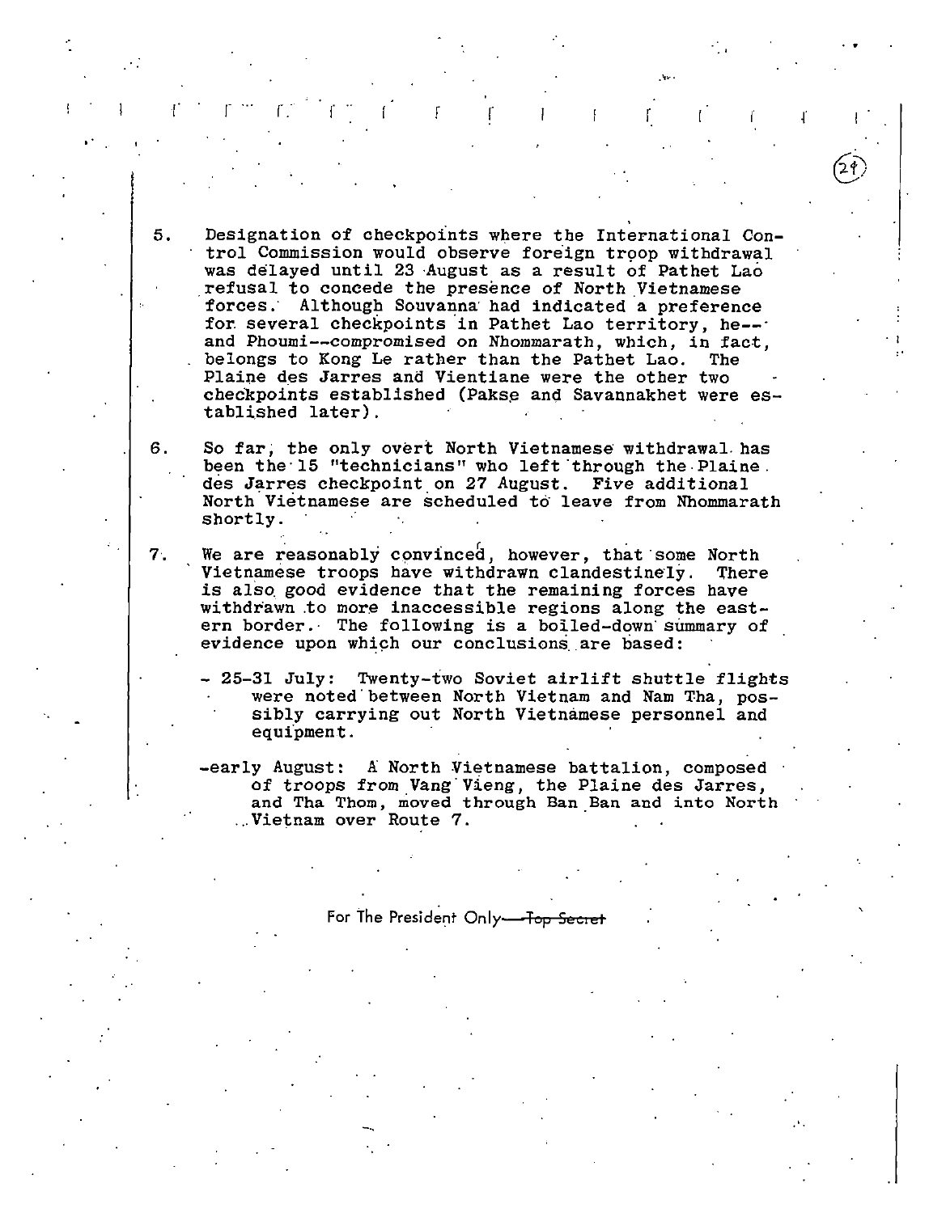5. Designation of checkpoints where the International Control Commission would observe foreign troop withdrawal was delayed until 23 August as a result of Pathet Lao refusal to concede the presence of North Vietnamese forces. Although Souvanna had indicated a preference for several checkpoints in Pathet Lao territory, he--and Phoumi--compromised on Nhommarath, which, in fact, belongs to Kong Le rather than the Pathet Lao. The Plaine des Jarres and Vientiane were the other two checkpoints established (Pakse and Savannakhet were established later).

6. So far, the only overt North Vietnamese withdrawal has been the 15 "technicians" who left through the Plaine des Jarres checkpoint on 27 August. Five additional North Vietnamese are scheduled to leave from Nhommarath shortly.

7. We are reasonably convinced, however, that some North Vietnamese troops have withdrawn clandestinely. There is also good evidence that the remaining forces have withdrawn to more inaccessible regions along the eastern border. The following is a boiled-down summary of evidence upon which our conclusions are based:

   - 25-31 July: Twenty-two Soviet airlift shuttle flights were noted between North Vietnam and Nam Tha, possibly carrying out North Vietnamese personnel and equipment.

   - early August: A North Vietnamese battalion, composed of troops from Vang Vieng, the Plaine des Jarres, and Tha Thom, moved through Ban Ban and into North Vietnam over Route 7.

For The President Only—~~Top Secret~~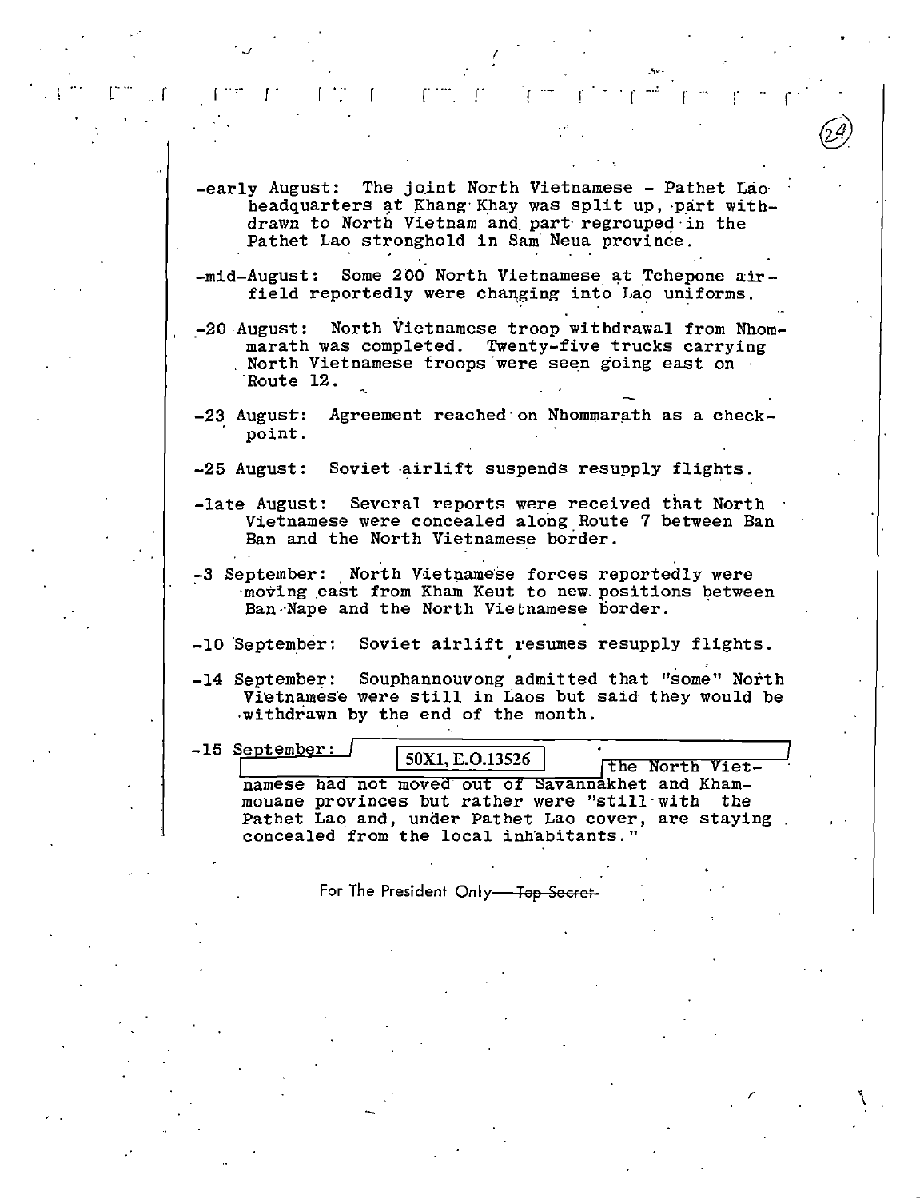-early August: The joint North Vietnamese - Pathet Lao headquarters at Khang Khay was split up, part withdrawn to North Vietnam and part regrouped in the Pathet Lao stronghold in Sam Neua province.

-mid-August: Some 200 North Vietnamese at Tchepone airfield reportedly were changing into Lao uniforms.

-20 August: North Vietnamese troop withdrawal from Nhommarath was completed. Twenty-five trucks carrying North Vietnamese troops were seen going east on Route 12.

-23 August: Agreement reached on Nhommarath as a checkpoint.

-25 August: Soviet airlift suspends resupply flights.

-late August: Several reports were received that North Vietnamese were concealed along Route 7 between Ban Ban and the North Vietnamese border.

-3 September: North Vietnamese forces reportedly were moving east from Kham Keut to new positions between Ban Nape and the North Vietnamese border.

-10 September: Soviet airlift resumes resupply flights.

-14 September: Souphannouvong admitted that "some" North Vietnamese were still in Laos but said they would be withdrawn by the end of the month.

-15 September: [50X1, E.O.13526] the North Vietnamese had not moved out of Savannakhet and Khammouane provinces but rather were "still with the Pathet Lao and, under Pathet Lao cover, are staying concealed from the local inhabitants."

For The President Only ~~Top Secret~~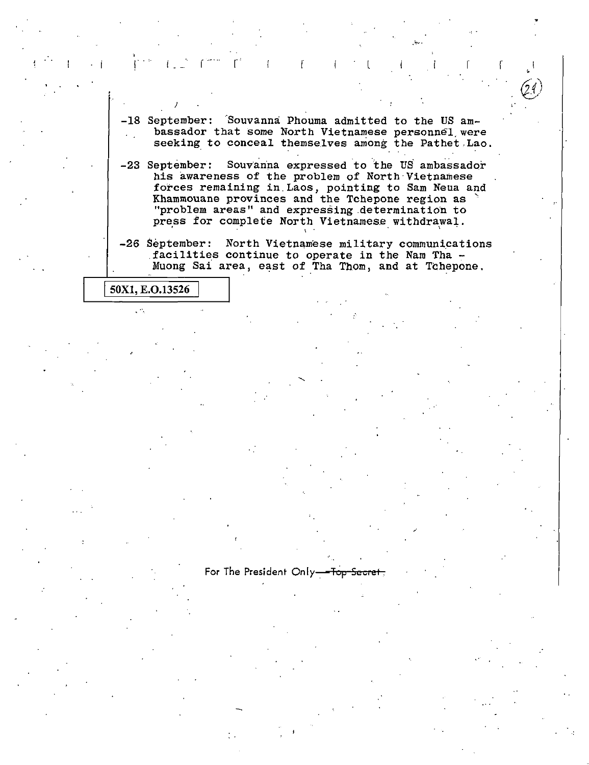-18 September: Souvanna Phouma admitted to the US ambassador that some North Vietnamese personnel were seeking to conceal themselves among the Pathet Lao.

-23 September: Souvanna expressed to the US ambassador his awareness of the problem of North Vietnamese forces remaining in Laos, pointing to Sam Neua and Khammouane provinces and the Tchepone region as "problem areas" and expressing determination to press for complete North Vietnamese withdrawal.

-26 September: North Vietnamese military communications facilities continue to operate in the Nam Tha - Muong Sai area, east of Tha Thom, and at Tchepone.

50X1, E.O.13526

For The President Only ~~Top Secret~~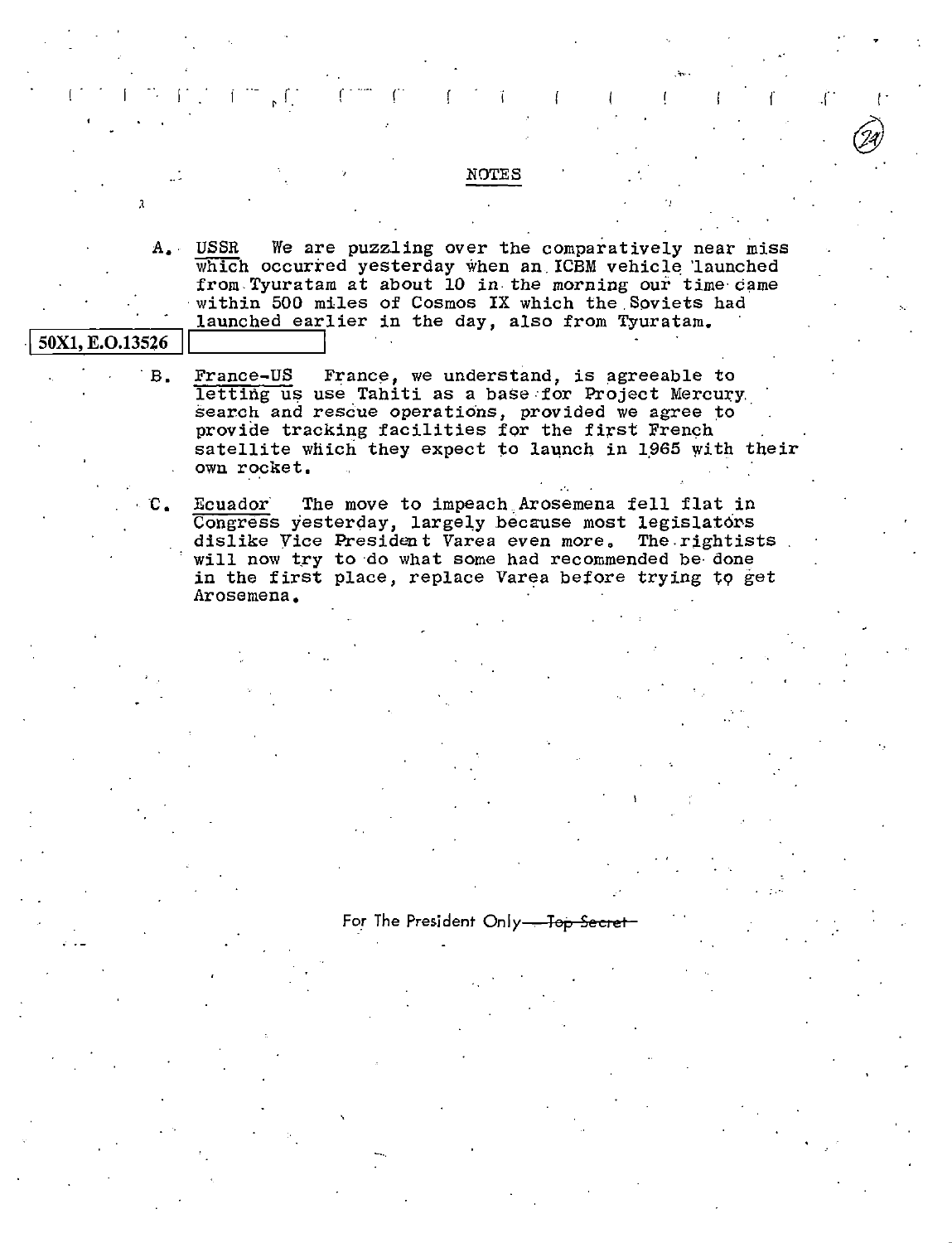# NOTES

A. USSR We are puzzling over the comparatively near miss which occurred yesterday when an ICBM vehicle launched from Tyuratam at about 10 in the morning our time came within 500 miles of Cosmos IX which the Soviets had launched earlier in the day, also from Tyuratam.

50X1, E.O.13526

B. France-US France, we understand, is agreeable to letting us use Tahiti as a base for Project Mercury search and rescue operations, provided we agree to provide tracking facilities for the first French satellite which they expect to launch in 1965 with their own rocket.

C. Ecuador The move to impeach Arosemena fell flat in Congress yesterday, largely because most legislators dislike Vice President Varea even more. The rightists will now try to do what some had recommended be done in the first place, replace Varea before trying to get Arosemena.

For The President Only ~~Top Secret~~